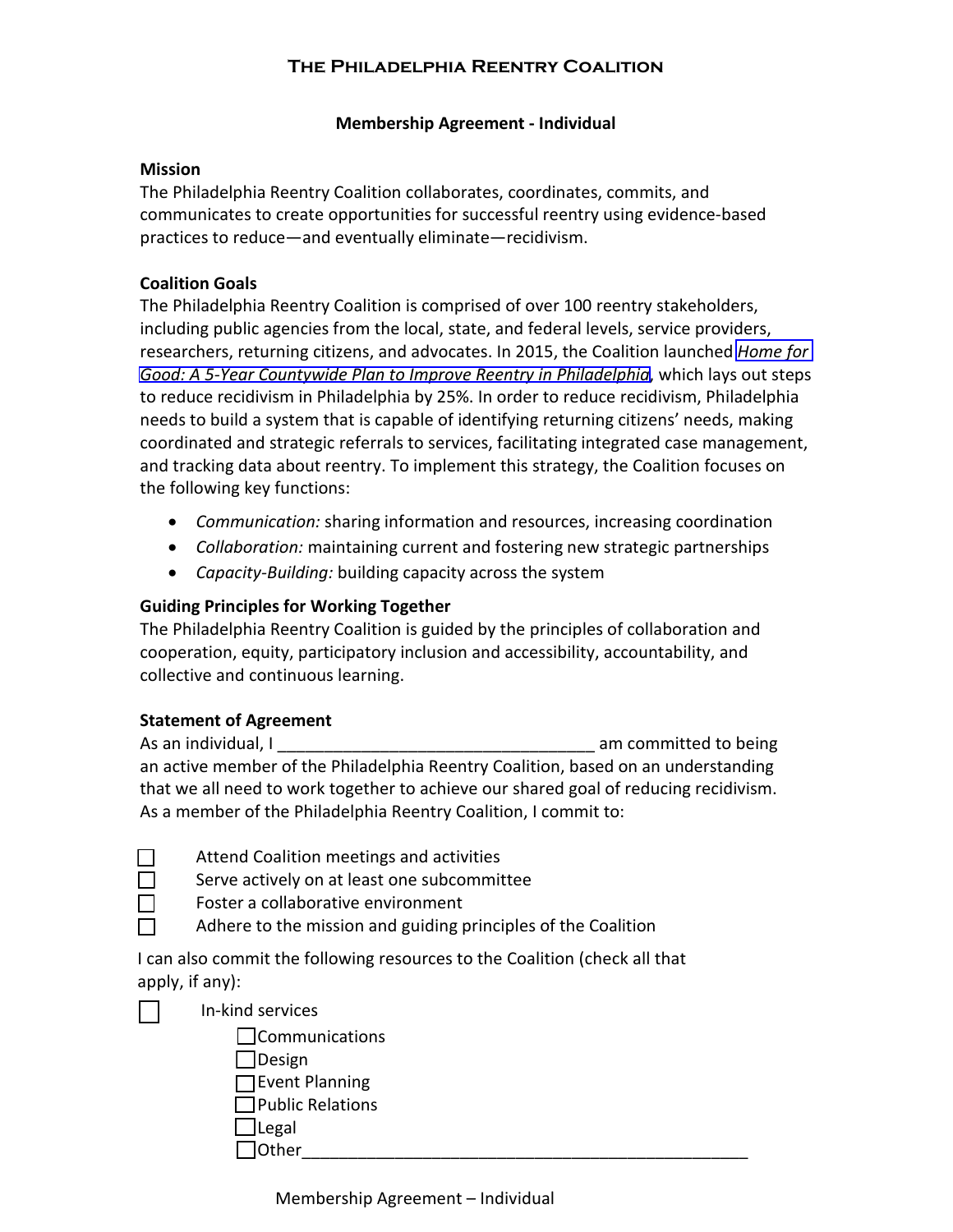# The Philadelphia Reentry Coalition

## Membership Agreement - Individual

**Mission**

The Philadelphia Reentry Coalition collaborates, coordinates, commits, and communicates to create opportunities for successful reentry using evidence-based practices to reduce—and eventually eliminate—recidivism.

**Coalition Goals**

The Philadelphia Reentry Coalition is comprised of over 100 reentry stakeholders, including public agencies from the local, state, and federal levels, service providers, researchers, returning citizens, and advocates. In 2015, the Coalition launched *Home for Good: A 5-Year Countywide Plan to Improve Reentry in Philadelphia*, which lays out steps to reduce recidivism in Philadelphia by 25%. In order to reduce recidivism, Philadelphia needs to build a system that is capable of identifying returning citizens' needs, making coordinated and strategic referrals to services, facilitating integrated case management, and tracking data about reentry. To implement this strategy, the Coalition focuses on the following key functions:

- *Communication:* sharing information and resources, increasing coordination
- *Collaboration:* maintaining current and fostering new strategic partnerships
- *Capacity-Building:* building capacity across the system

**Guiding Principles for Working Together**

The Philadelphia Reentry Coalition is guided by the principles of collaboration and cooperation, equity, participatory inclusion and accessibility, accountability, and collective and continuous learning.

**Statement of Agreement**

As an individual, I ___________________________________ am committed to being an active member of the Philadelphia Reentry Coalition, based on an understanding that we all need to work together to achieve our shared goal of reducing recidivism. As a member of the Philadelphia Reentry Coalition, I commit to:

- ☐ Attend Coalition meetings and activities
- ☐ Serve actively on at least one subcommittee
- ☐ Foster a collaborative environment
- ☐ Adhere to the mission and guiding principles of the Coalition

I can also commit the following resources to the Coalition (check all that apply, if any):

- ☐ In-kind services
  - ☐ Communications
  - ☐ Design
  - ☐ Event Planning
  - ☐ Public Relations
  - ☐ Legal
  - ☐ Other__________________________________________________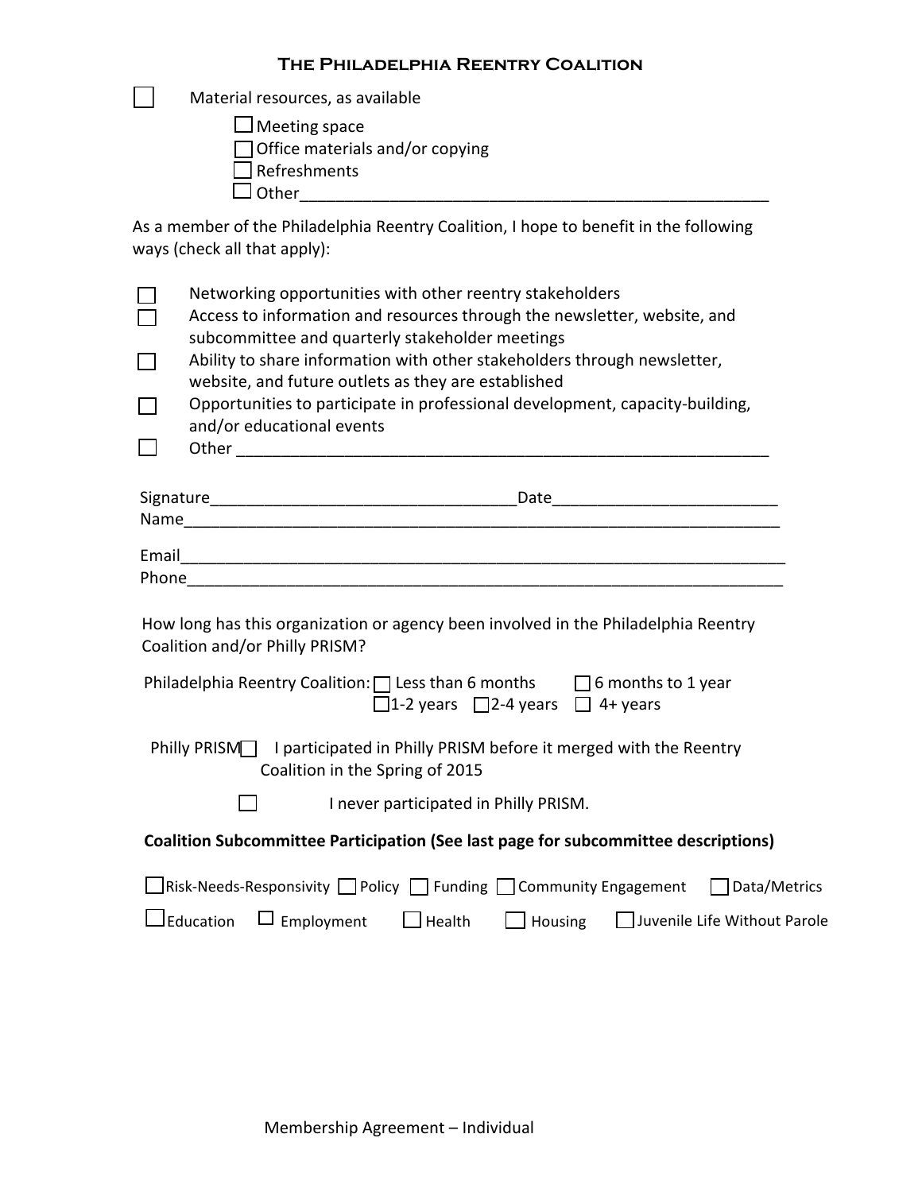# The Philadelphia Reentry Coalition

- [ ] Material resources, as available
  - [ ] Meeting space
  - [ ] Office materials and/or copying
  - [ ] Refreshments
  - [ ] Other______________________________________________________

As a member of the Philadelphia Reentry Coalition, I hope to benefit in the following ways (check all that apply):

- [ ] Networking opportunities with other reentry stakeholders
- [ ] Access to information and resources through the newsletter, website, and subcommittee and quarterly stakeholder meetings
- [ ] Ability to share information with other stakeholders through newsletter, website, and future outlets as they are established
- [ ] Opportunities to participate in professional development, capacity-building, and/or educational events
- [ ] Other ____________________________________________________________

Signature_________________________________Date________________________

Name____________________________________________________________________

Email____________________________________________________________________

Phone____________________________________________________________________

How long has this organization or agency been involved in the Philadelphia Reentry Coalition and/or Philly PRISM?

Philadelphia Reentry Coalition: ☐ Less than 6 months ☐ 6 months to 1 year ☐ 1-2 years ☐ 2-4 years ☐ 4+ years

Philly PRISM ☐ I participated in Philly PRISM before it merged with the Reentry Coalition in the Spring of 2015

☐ I never participated in Philly PRISM.

**Coalition Subcommittee Participation (See last page for subcommittee descriptions)**

☐ Risk-Needs-Responsivity ☐ Policy ☐ Funding ☐ Community Engagement ☐ Data/Metrics

☐ Education ☐ Employment ☐ Health ☐ Housing ☐ Juvenile Life Without Parole

Membership Agreement – Individual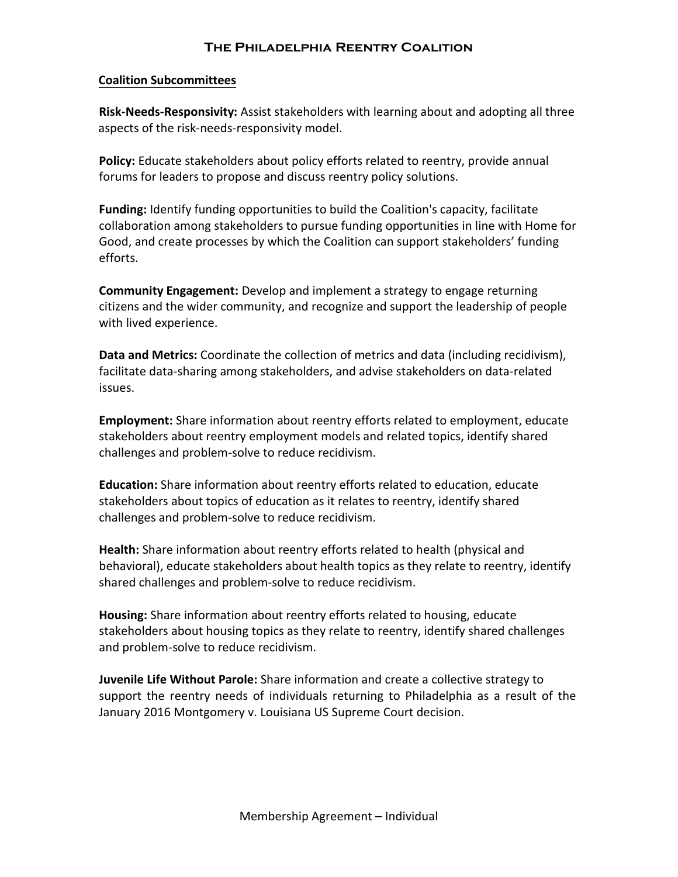## Coalition Subcommittees

**Risk-Needs-Responsivity:** Assist stakeholders with learning about and adopting all three aspects of the risk-needs-responsivity model.

**Policy:** Educate stakeholders about policy efforts related to reentry, provide annual forums for leaders to propose and discuss reentry policy solutions.

**Funding:** Identify funding opportunities to build the Coalition's capacity, facilitate collaboration among stakeholders to pursue funding opportunities in line with Home for Good, and create processes by which the Coalition can support stakeholders' funding efforts.

**Community Engagement:** Develop and implement a strategy to engage returning citizens and the wider community, and recognize and support the leadership of people with lived experience.

**Data and Metrics:** Coordinate the collection of metrics and data (including recidivism), facilitate data-sharing among stakeholders, and advise stakeholders on data-related issues.

**Employment:** Share information about reentry efforts related to employment, educate stakeholders about reentry employment models and related topics, identify shared challenges and problem-solve to reduce recidivism.

**Education:** Share information about reentry efforts related to education, educate stakeholders about topics of education as it relates to reentry, identify shared challenges and problem-solve to reduce recidivism.

**Health:** Share information about reentry efforts related to health (physical and behavioral), educate stakeholders about health topics as they relate to reentry, identify shared challenges and problem-solve to reduce recidivism.

**Housing:** Share information about reentry efforts related to housing, educate stakeholders about housing topics as they relate to reentry, identify shared challenges and problem-solve to reduce recidivism.

**Juvenile Life Without Parole:** Share information and create a collective strategy to support the reentry needs of individuals returning to Philadelphia as a result of the January 2016 Montgomery v. Louisiana US Supreme Court decision.